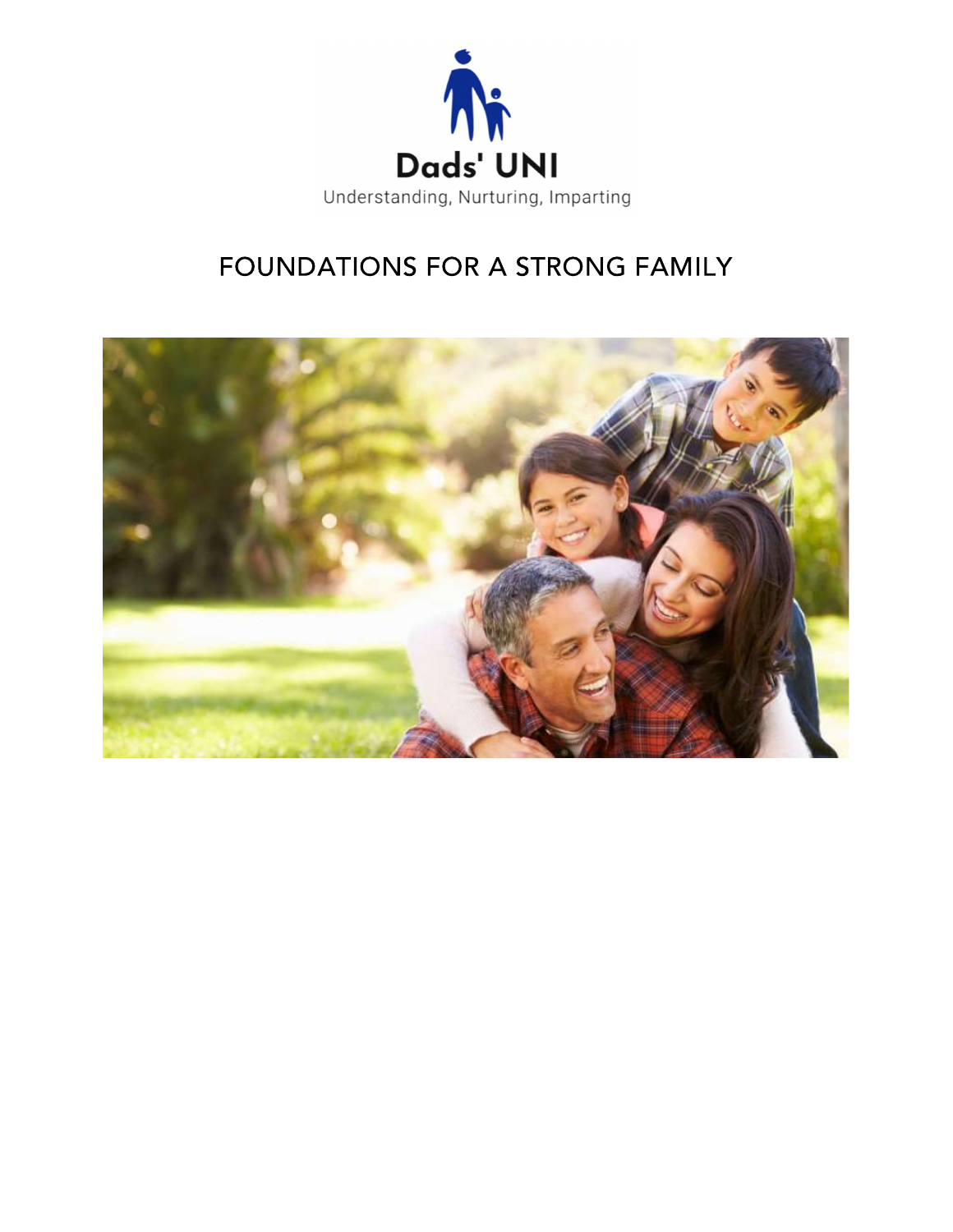Dads' UNI

Understanding, Nurturing, Imparting

# FOUNDATIONS FOR A STRONG FAMILY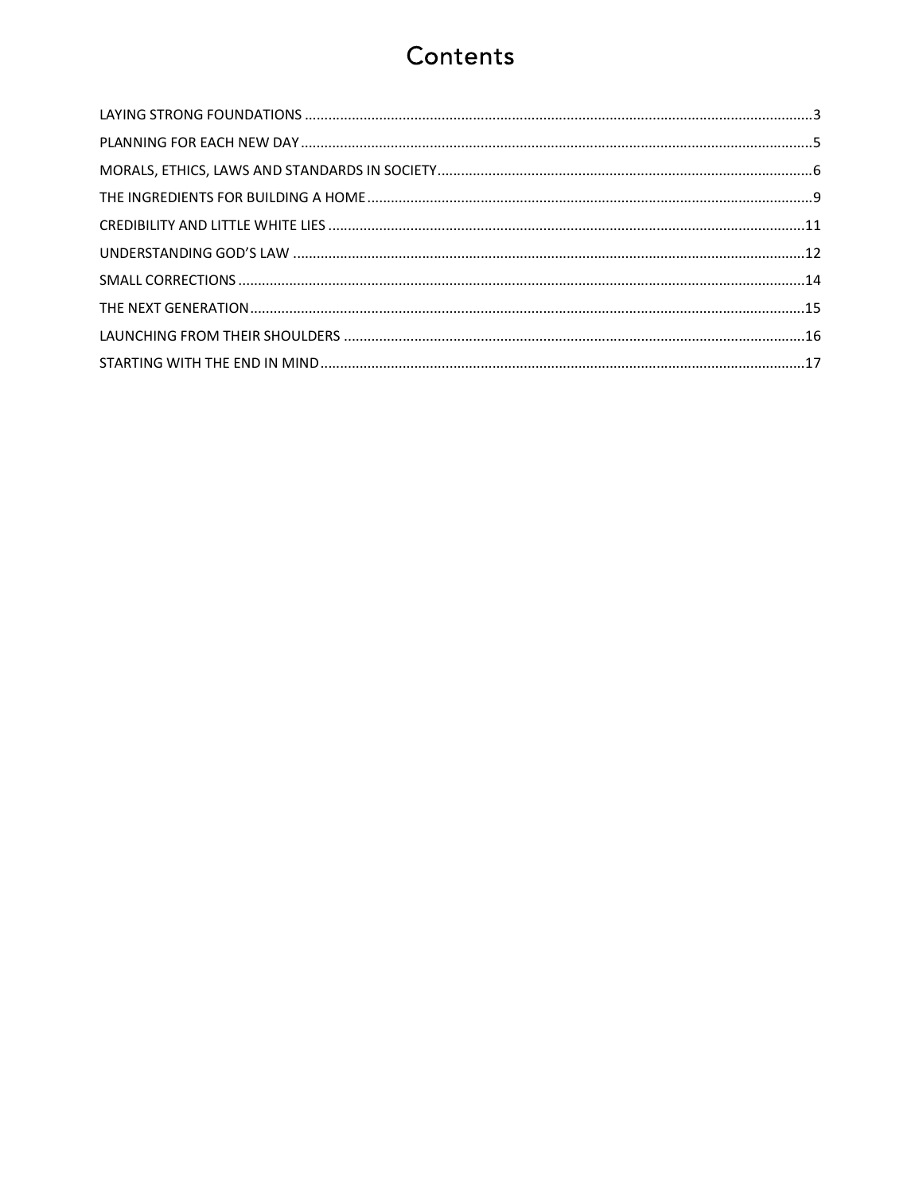# Contents

LAYING STRONG FOUNDATIONS .......... 3
PLANNING FOR EACH NEW DAY .......... 5
MORALS, ETHICS, LAWS AND STANDARDS IN SOCIETY .......... 6
THE INGREDIENTS FOR BUILDING A HOME .......... 9
CREDIBILITY AND LITTLE WHITE LIES .......... 11
UNDERSTANDING GOD'S LAW .......... 12
SMALL CORRECTIONS .......... 14
THE NEXT GENERATION .......... 15
LAUNCHING FROM THEIR SHOULDERS .......... 16
STARTING WITH THE END IN MIND .......... 17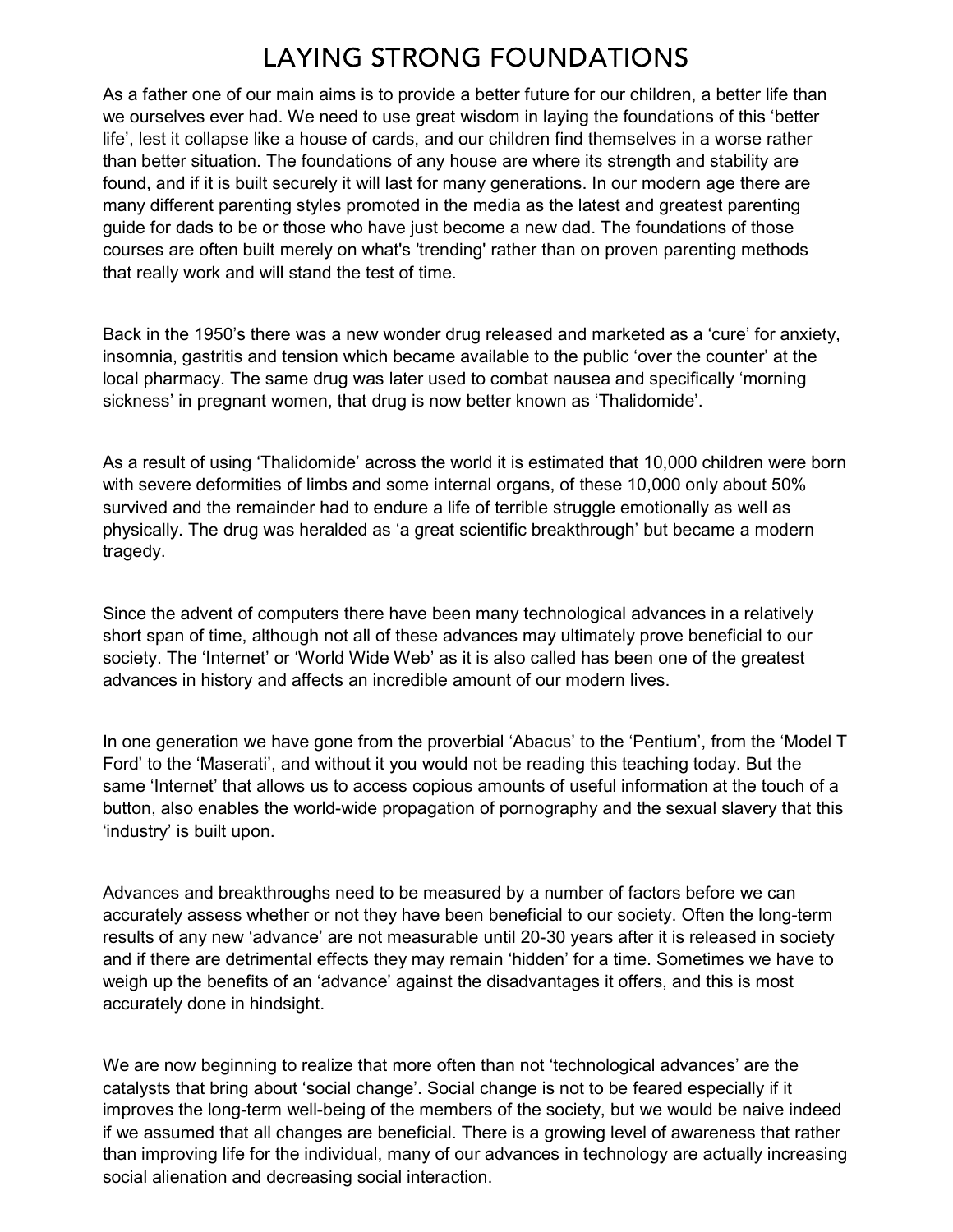# LAYING STRONG FOUNDATIONS

As a father one of our main aims is to provide a better future for our children, a better life than we ourselves ever had. We need to use great wisdom in laying the foundations of this 'better life', lest it collapse like a house of cards, and our children find themselves in a worse rather than better situation. The foundations of any house are where its strength and stability are found, and if it is built securely it will last for many generations. In our modern age there are many different parenting styles promoted in the media as the latest and greatest parenting guide for dads to be or those who have just become a new dad. The foundations of those courses are often built merely on what's 'trending' rather than on proven parenting methods that really work and will stand the test of time.

Back in the 1950's there was a new wonder drug released and marketed as a 'cure' for anxiety, insomnia, gastritis and tension which became available to the public 'over the counter' at the local pharmacy. The same drug was later used to combat nausea and specifically 'morning sickness' in pregnant women, that drug is now better known as 'Thalidomide'.

As a result of using 'Thalidomide' across the world it is estimated that 10,000 children were born with severe deformities of limbs and some internal organs, of these 10,000 only about 50% survived and the remainder had to endure a life of terrible struggle emotionally as well as physically. The drug was heralded as 'a great scientific breakthrough' but became a modern tragedy.

Since the advent of computers there have been many technological advances in a relatively short span of time, although not all of these advances may ultimately prove beneficial to our society. The 'Internet' or 'World Wide Web' as it is also called has been one of the greatest advances in history and affects an incredible amount of our modern lives.

In one generation we have gone from the proverbial 'Abacus' to the 'Pentium', from the 'Model T Ford' to the 'Maserati', and without it you would not be reading this teaching today. But the same 'Internet' that allows us to access copious amounts of useful information at the touch of a button, also enables the world-wide propagation of pornography and the sexual slavery that this 'industry' is built upon.

Advances and breakthroughs need to be measured by a number of factors before we can accurately assess whether or not they have been beneficial to our society. Often the long-term results of any new 'advance' are not measurable until 20-30 years after it is released in society and if there are detrimental effects they may remain 'hidden' for a time. Sometimes we have to weigh up the benefits of an 'advance' against the disadvantages it offers, and this is most accurately done in hindsight.

We are now beginning to realize that more often than not 'technological advances' are the catalysts that bring about 'social change'. Social change is not to be feared especially if it improves the long-term well-being of the members of the society, but we would be naive indeed if we assumed that all changes are beneficial. There is a growing level of awareness that rather than improving life for the individual, many of our advances in technology are actually increasing social alienation and decreasing social interaction.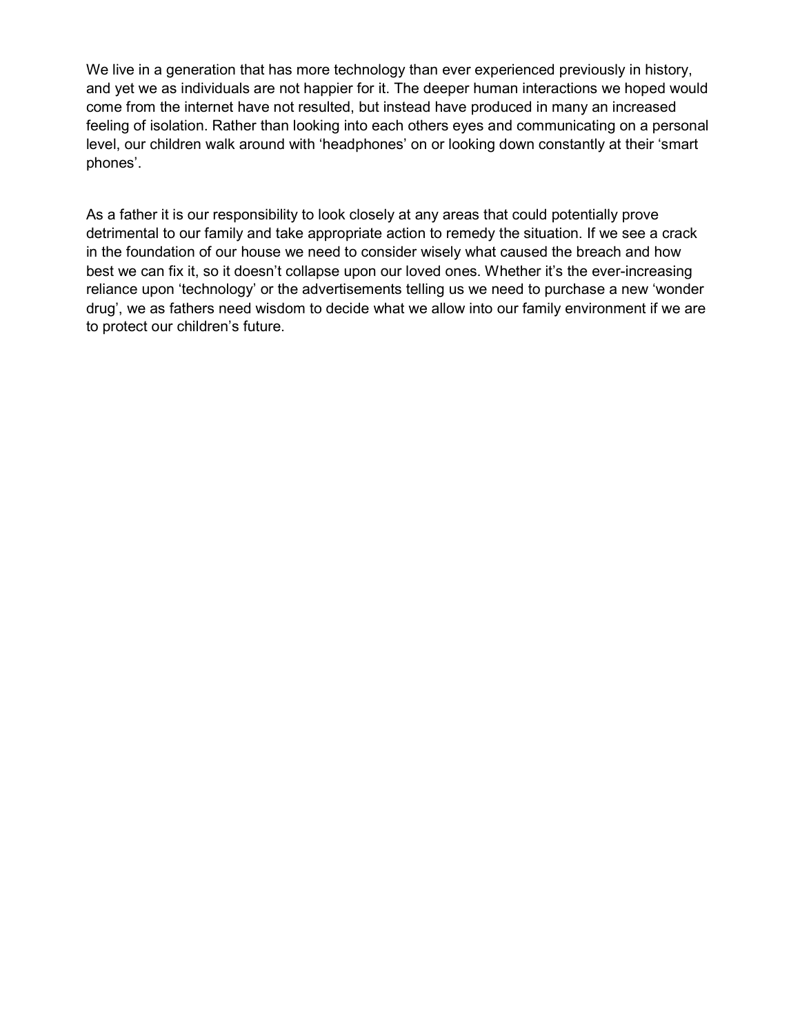We live in a generation that has more technology than ever experienced previously in history, and yet we as individuals are not happier for it. The deeper human interactions we hoped would come from the internet have not resulted, but instead have produced in many an increased feeling of isolation. Rather than looking into each others eyes and communicating on a personal level, our children walk around with 'headphones' on or looking down constantly at their 'smart phones'.

As a father it is our responsibility to look closely at any areas that could potentially prove detrimental to our family and take appropriate action to remedy the situation. If we see a crack in the foundation of our house we need to consider wisely what caused the breach and how best we can fix it, so it doesn't collapse upon our loved ones. Whether it's the ever-increasing reliance upon 'technology' or the advertisements telling us we need to purchase a new 'wonder drug', we as fathers need wisdom to decide what we allow into our family environment if we are to protect our children's future.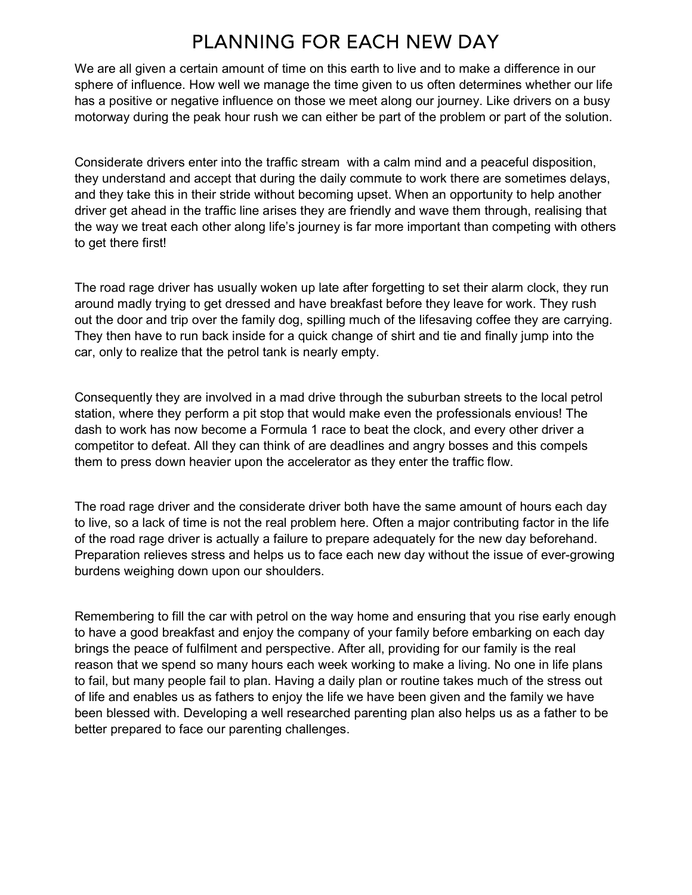# PLANNING FOR EACH NEW DAY

We are all given a certain amount of time on this earth to live and to make a difference in our sphere of influence. How well we manage the time given to us often determines whether our life has a positive or negative influence on those we meet along our journey. Like drivers on a busy motorway during the peak hour rush we can either be part of the problem or part of the solution.

Considerate drivers enter into the traffic stream with a calm mind and a peaceful disposition, they understand and accept that during the daily commute to work there are sometimes delays, and they take this in their stride without becoming upset. When an opportunity to help another driver get ahead in the traffic line arises they are friendly and wave them through, realising that the way we treat each other along life's journey is far more important than competing with others to get there first!

The road rage driver has usually woken up late after forgetting to set their alarm clock, they run around madly trying to get dressed and have breakfast before they leave for work. They rush out the door and trip over the family dog, spilling much of the lifesaving coffee they are carrying. They then have to run back inside for a quick change of shirt and tie and finally jump into the car, only to realize that the petrol tank is nearly empty.

Consequently they are involved in a mad drive through the suburban streets to the local petrol station, where they perform a pit stop that would make even the professionals envious! The dash to work has now become a Formula 1 race to beat the clock, and every other driver a competitor to defeat. All they can think of are deadlines and angry bosses and this compels them to press down heavier upon the accelerator as they enter the traffic flow.

The road rage driver and the considerate driver both have the same amount of hours each day to live, so a lack of time is not the real problem here. Often a major contributing factor in the life of the road rage driver is actually a failure to prepare adequately for the new day beforehand. Preparation relieves stress and helps us to face each new day without the issue of ever-growing burdens weighing down upon our shoulders.

Remembering to fill the car with petrol on the way home and ensuring that you rise early enough to have a good breakfast and enjoy the company of your family before embarking on each day brings the peace of fulfilment and perspective. After all, providing for our family is the real reason that we spend so many hours each week working to make a living. No one in life plans to fail, but many people fail to plan. Having a daily plan or routine takes much of the stress out of life and enables us as fathers to enjoy the life we have been given and the family we have been blessed with. Developing a well researched parenting plan also helps us as a father to be better prepared to face our parenting challenges.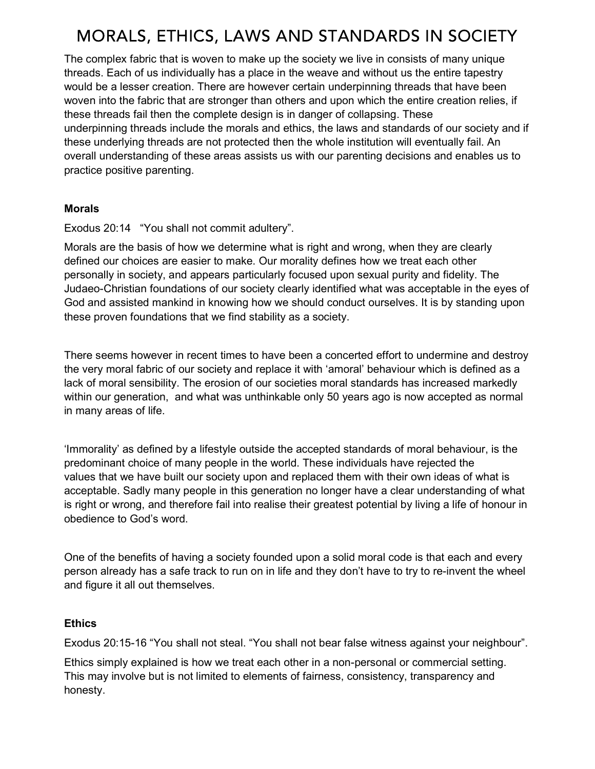# MORALS, ETHICS, LAWS AND STANDARDS IN SOCIETY

The complex fabric that is woven to make up the society we live in consists of many unique threads. Each of us individually has a place in the weave and without us the entire tapestry would be a lesser creation. There are however certain underpinning threads that have been woven into the fabric that are stronger than others and upon which the entire creation relies, if these threads fail then the complete design is in danger of collapsing. These underpinning threads include the morals and ethics, the laws and standards of our society and if these underlying threads are not protected then the whole institution will eventually fail. An overall understanding of these areas assists us with our parenting decisions and enables us to practice positive parenting.

**Morals**

Exodus 20:14 "You shall not commit adultery".

Morals are the basis of how we determine what is right and wrong, when they are clearly defined our choices are easier to make. Our morality defines how we treat each other personally in society, and appears particularly focused upon sexual purity and fidelity. The Judaeo-Christian foundations of our society clearly identified what was acceptable in the eyes of God and assisted mankind in knowing how we should conduct ourselves. It is by standing upon these proven foundations that we find stability as a society.

There seems however in recent times to have been a concerted effort to undermine and destroy the very moral fabric of our society and replace it with 'amoral' behaviour which is defined as a lack of moral sensibility. The erosion of our societies moral standards has increased markedly within our generation, and what was unthinkable only 50 years ago is now accepted as normal in many areas of life.

'Immorality' as defined by a lifestyle outside the accepted standards of moral behaviour, is the predominant choice of many people in the world. These individuals have rejected the values that we have built our society upon and replaced them with their own ideas of what is acceptable. Sadly many people in this generation no longer have a clear understanding of what is right or wrong, and therefore fail into realise their greatest potential by living a life of honour in obedience to God's word.

One of the benefits of having a society founded upon a solid moral code is that each and every person already has a safe track to run on in life and they don't have to try to re-invent the wheel and figure it all out themselves.

**Ethics**

Exodus 20:15-16 "You shall not steal. "You shall not bear false witness against your neighbour".

Ethics simply explained is how we treat each other in a non-personal or commercial setting. This may involve but is not limited to elements of fairness, consistency, transparency and honesty.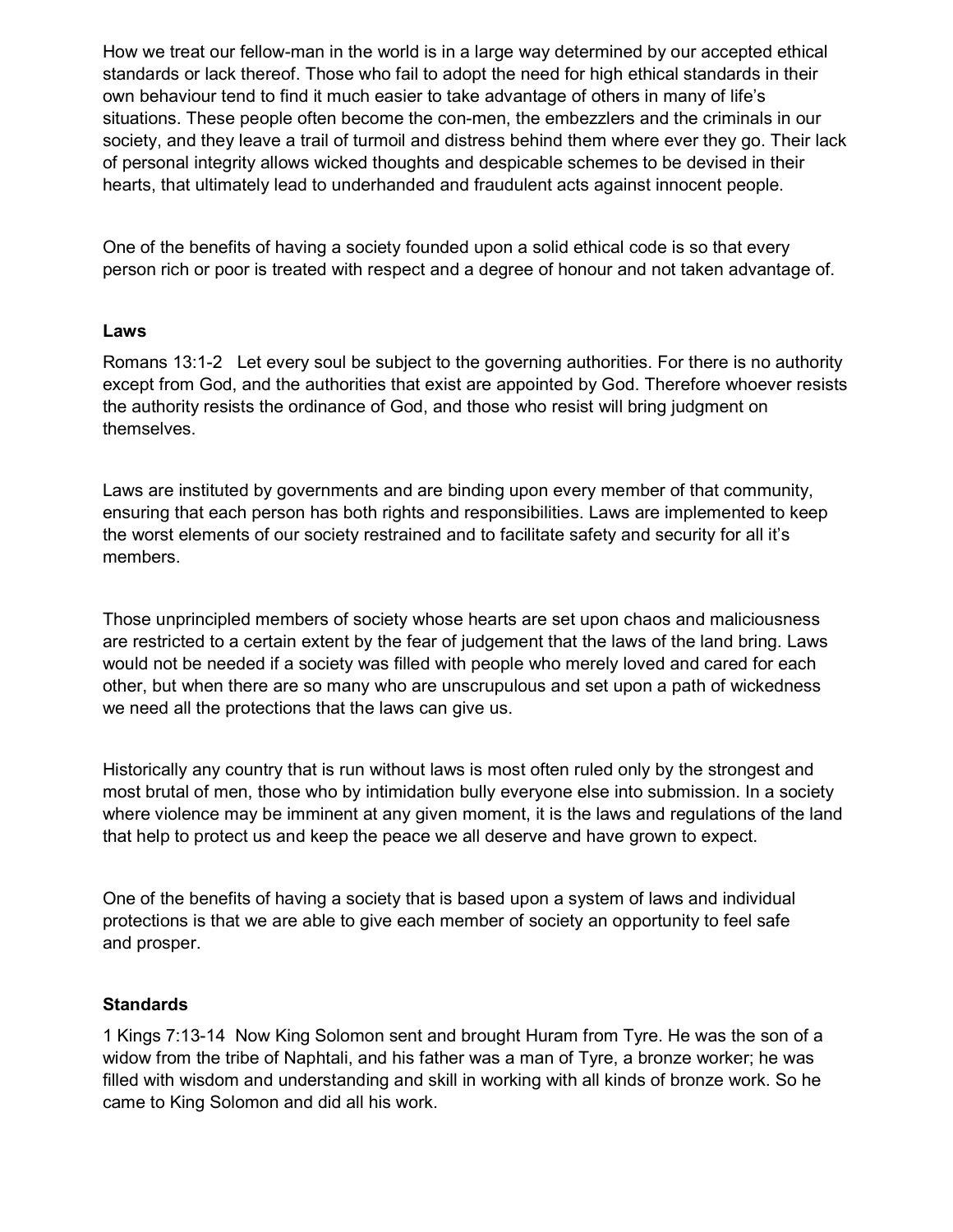How we treat our fellow-man in the world is in a large way determined by our accepted ethical standards or lack thereof. Those who fail to adopt the need for high ethical standards in their own behaviour tend to find it much easier to take advantage of others in many of life's situations. These people often become the con-men, the embezzlers and the criminals in our society, and they leave a trail of turmoil and distress behind them where ever they go. Their lack of personal integrity allows wicked thoughts and despicable schemes to be devised in their hearts, that ultimately lead to underhanded and fraudulent acts against innocent people.

One of the benefits of having a society founded upon a solid ethical code is so that every person rich or poor is treated with respect and a degree of honour and not taken advantage of.

**Laws**

Romans 13:1-2 Let every soul be subject to the governing authorities. For there is no authority except from God, and the authorities that exist are appointed by God. Therefore whoever resists the authority resists the ordinance of God, and those who resist will bring judgment on themselves.

Laws are instituted by governments and are binding upon every member of that community, ensuring that each person has both rights and responsibilities. Laws are implemented to keep the worst elements of our society restrained and to facilitate safety and security for all it's members.

Those unprincipled members of society whose hearts are set upon chaos and maliciousness are restricted to a certain extent by the fear of judgement that the laws of the land bring. Laws would not be needed if a society was filled with people who merely loved and cared for each other, but when there are so many who are unscrupulous and set upon a path of wickedness we need all the protections that the laws can give us.

Historically any country that is run without laws is most often ruled only by the strongest and most brutal of men, those who by intimidation bully everyone else into submission. In a society where violence may be imminent at any given moment, it is the laws and regulations of the land that help to protect us and keep the peace we all deserve and have grown to expect.

One of the benefits of having a society that is based upon a system of laws and individual protections is that we are able to give each member of society an opportunity to feel safe and prosper.

**Standards**

1 Kings 7:13-14 Now King Solomon sent and brought Huram from Tyre. He was the son of a widow from the tribe of Naphtali, and his father was a man of Tyre, a bronze worker; he was filled with wisdom and understanding and skill in working with all kinds of bronze work. So he came to King Solomon and did all his work.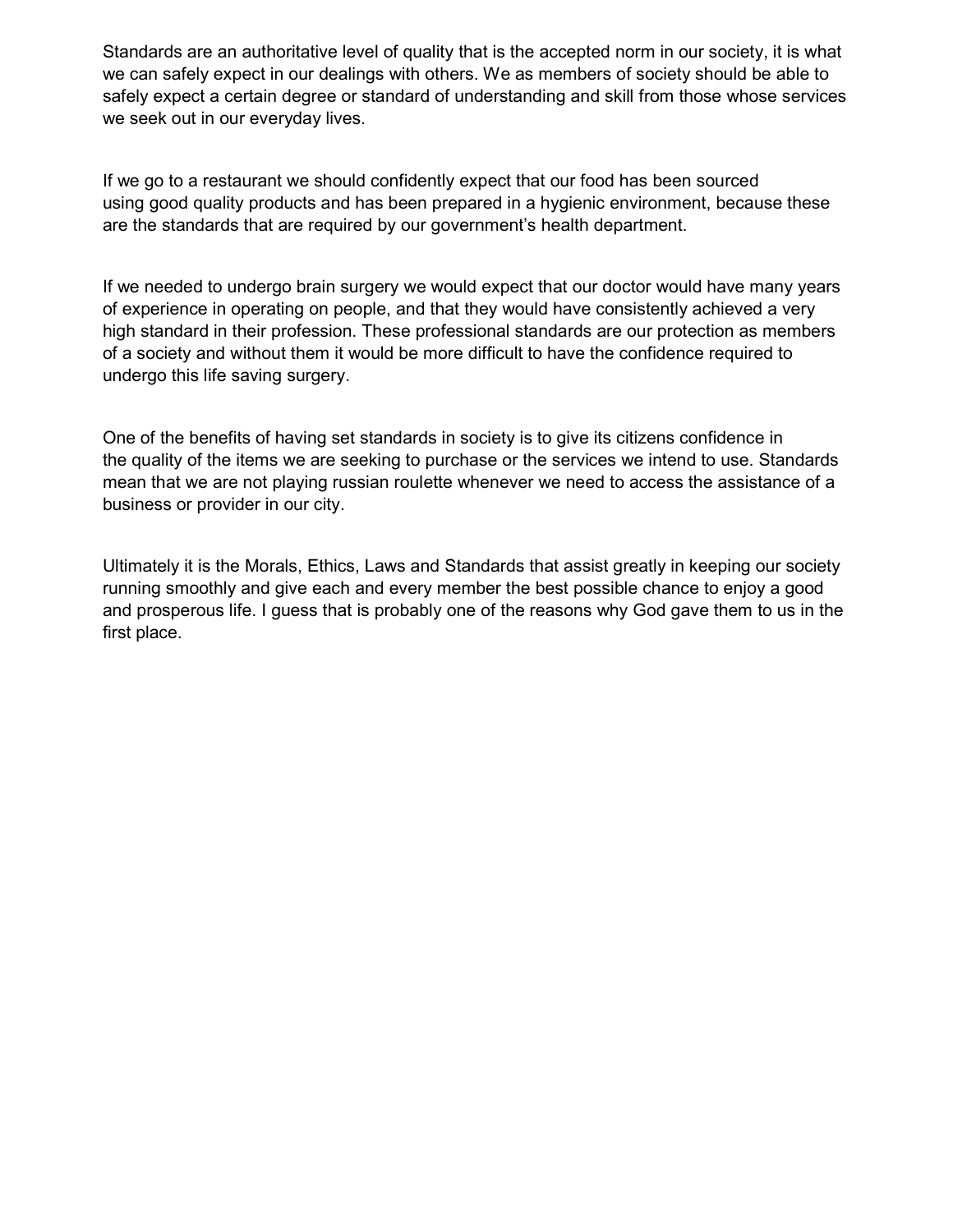Standards are an authoritative level of quality that is the accepted norm in our society, it is what we can safely expect in our dealings with others. We as members of society should be able to safely expect a certain degree or standard of understanding and skill from those whose services we seek out in our everyday lives.

If we go to a restaurant we should confidently expect that our food has been sourced using good quality products and has been prepared in a hygienic environment, because these are the standards that are required by our government's health department.

If we needed to undergo brain surgery we would expect that our doctor would have many years of experience in operating on people, and that they would have consistently achieved a very high standard in their profession. These professional standards are our protection as members of a society and without them it would be more difficult to have the confidence required to undergo this life saving surgery.

One of the benefits of having set standards in society is to give its citizens confidence in the quality of the items we are seeking to purchase or the services we intend to use. Standards mean that we are not playing russian roulette whenever we need to access the assistance of a business or provider in our city.

Ultimately it is the Morals, Ethics, Laws and Standards that assist greatly in keeping our society running smoothly and give each and every member the best possible chance to enjoy a good and prosperous life. I guess that is probably one of the reasons why God gave them to us in the first place.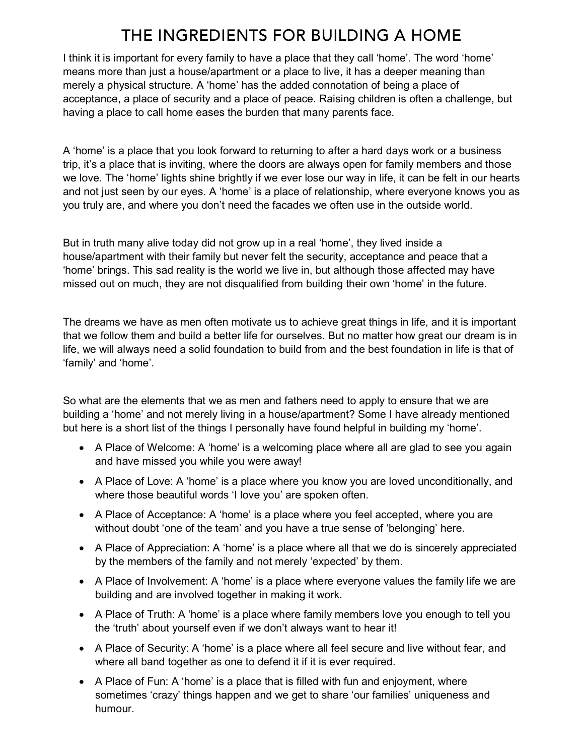# THE INGREDIENTS FOR BUILDING A HOME

I think it is important for every family to have a place that they call 'home'. The word 'home' means more than just a house/apartment or a place to live, it has a deeper meaning than merely a physical structure. A 'home' has the added connotation of being a place of acceptance, a place of security and a place of peace. Raising children is often a challenge, but having a place to call home eases the burden that many parents face.

A 'home' is a place that you look forward to returning to after a hard days work or a business trip, it's a place that is inviting, where the doors are always open for family members and those we love. The 'home' lights shine brightly if we ever lose our way in life, it can be felt in our hearts and not just seen by our eyes. A 'home' is a place of relationship, where everyone knows you as you truly are, and where you don't need the facades we often use in the outside world.

But in truth many alive today did not grow up in a real 'home', they lived inside a house/apartment with their family but never felt the security, acceptance and peace that a 'home' brings. This sad reality is the world we live in, but although those affected may have missed out on much, they are not disqualified from building their own 'home' in the future.

The dreams we have as men often motivate us to achieve great things in life, and it is important that we follow them and build a better life for ourselves. But no matter how great our dream is in life, we will always need a solid foundation to build from and the best foundation in life is that of 'family' and 'home'.

So what are the elements that we as men and fathers need to apply to ensure that we are building a 'home' and not merely living in a house/apartment? Some I have already mentioned but here is a short list of the things I personally have found helpful in building my 'home'.

- A Place of Welcome: A 'home' is a welcoming place where all are glad to see you again and have missed you while you were away!
- A Place of Love: A 'home' is a place where you know you are loved unconditionally, and where those beautiful words 'I love you' are spoken often.
- A Place of Acceptance: A 'home' is a place where you feel accepted, where you are without doubt 'one of the team' and you have a true sense of 'belonging' here.
- A Place of Appreciation: A 'home' is a place where all that we do is sincerely appreciated by the members of the family and not merely 'expected' by them.
- A Place of Involvement: A 'home' is a place where everyone values the family life we are building and are involved together in making it work.
- A Place of Truth: A 'home' is a place where family members love you enough to tell you the 'truth' about yourself even if we don't always want to hear it!
- A Place of Security: A 'home' is a place where all feel secure and live without fear, and where all band together as one to defend it if it is ever required.
- A Place of Fun: A 'home' is a place that is filled with fun and enjoyment, where sometimes 'crazy' things happen and we get to share 'our families' uniqueness and humour.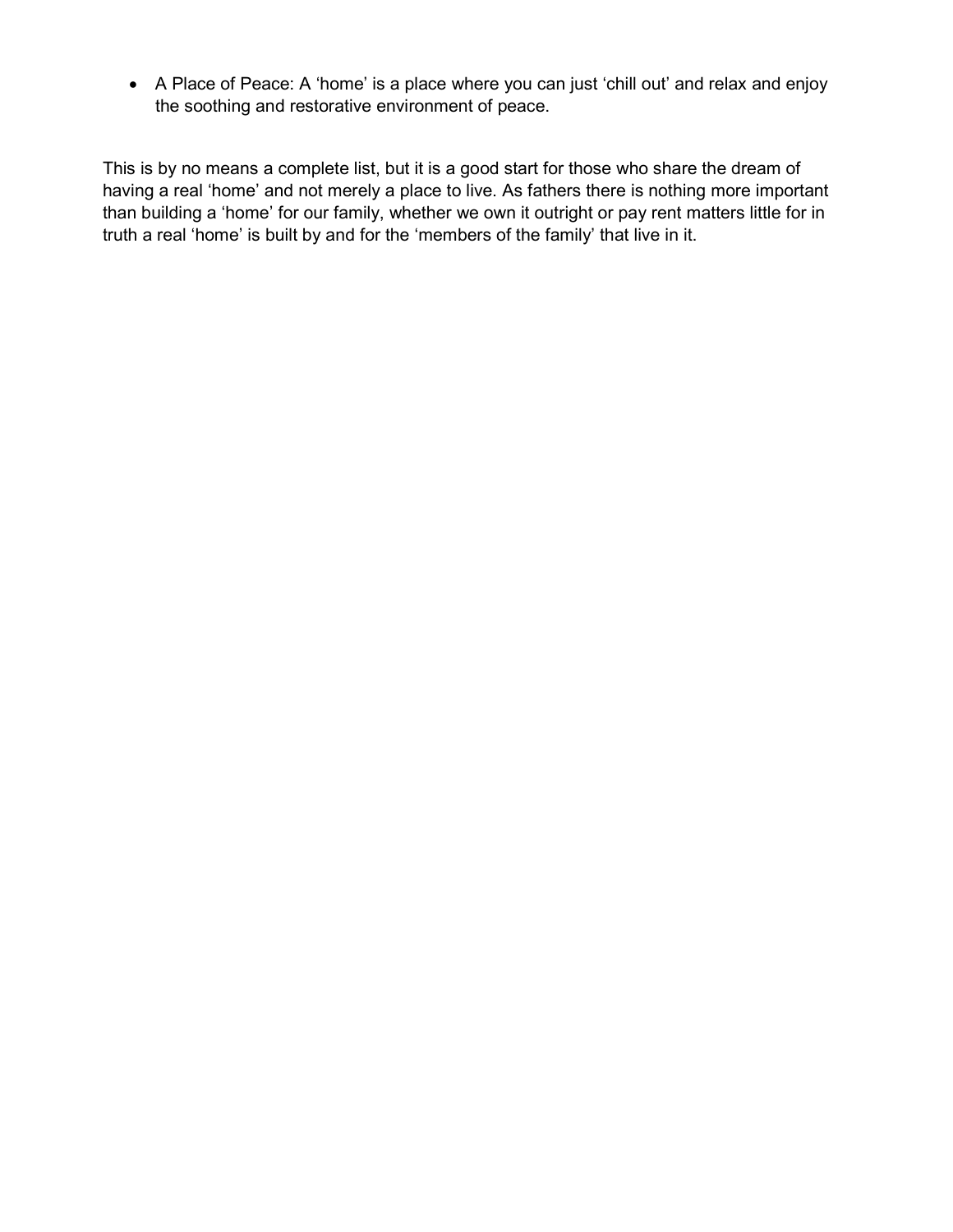- A Place of Peace: A 'home' is a place where you can just 'chill out' and relax and enjoy the soothing and restorative environment of peace.

This is by no means a complete list, but it is a good start for those who share the dream of having a real 'home' and not merely a place to live. As fathers there is nothing more important than building a 'home' for our family, whether we own it outright or pay rent matters little for in truth a real 'home' is built by and for the 'members of the family' that live in it.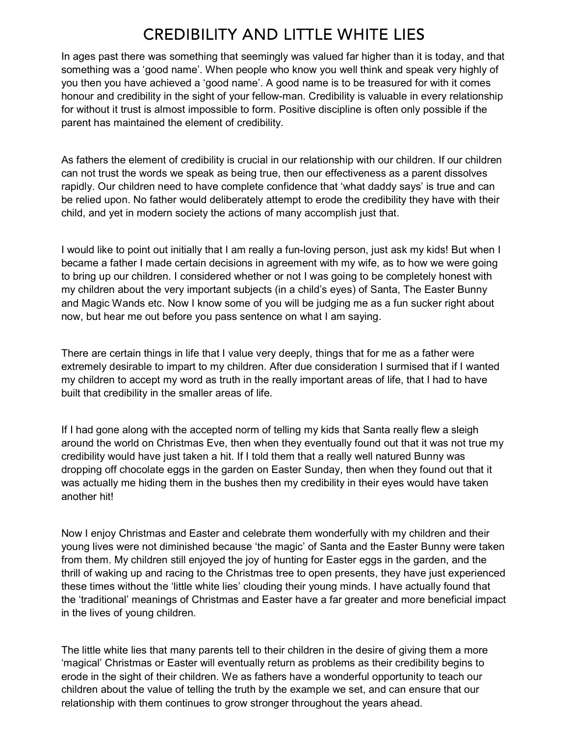# CREDIBILITY AND LITTLE WHITE LIES

In ages past there was something that seemingly was valued far higher than it is today, and that something was a 'good name'. When people who know you well think and speak very highly of you then you have achieved a 'good name'. A good name is to be treasured for with it comes honour and credibility in the sight of your fellow-man. Credibility is valuable in every relationship for without it trust is almost impossible to form. Positive discipline is often only possible if the parent has maintained the element of credibility.

As fathers the element of credibility is crucial in our relationship with our children. If our children can not trust the words we speak as being true, then our effectiveness as a parent dissolves rapidly. Our children need to have complete confidence that 'what daddy says' is true and can be relied upon. No father would deliberately attempt to erode the credibility they have with their child, and yet in modern society the actions of many accomplish just that.

I would like to point out initially that I am really a fun-loving person, just ask my kids! But when I became a father I made certain decisions in agreement with my wife, as to how we were going to bring up our children. I considered whether or not I was going to be completely honest with my children about the very important subjects (in a child's eyes) of Santa, The Easter Bunny and Magic Wands etc. Now I know some of you will be judging me as a fun sucker right about now, but hear me out before you pass sentence on what I am saying.

There are certain things in life that I value very deeply, things that for me as a father were extremely desirable to impart to my children. After due consideration I surmised that if I wanted my children to accept my word as truth in the really important areas of life, that I had to have built that credibility in the smaller areas of life.

If I had gone along with the accepted norm of telling my kids that Santa really flew a sleigh around the world on Christmas Eve, then when they eventually found out that it was not true my credibility would have just taken a hit. If I told them that a really well natured Bunny was dropping off chocolate eggs in the garden on Easter Sunday, then when they found out that it was actually me hiding them in the bushes then my credibility in their eyes would have taken another hit!

Now I enjoy Christmas and Easter and celebrate them wonderfully with my children and their young lives were not diminished because 'the magic' of Santa and the Easter Bunny were taken from them. My children still enjoyed the joy of hunting for Easter eggs in the garden, and the thrill of waking up and racing to the Christmas tree to open presents, they have just experienced these times without the 'little white lies' clouding their young minds. I have actually found that the 'traditional' meanings of Christmas and Easter have a far greater and more beneficial impact in the lives of young children.

The little white lies that many parents tell to their children in the desire of giving them a more 'magical' Christmas or Easter will eventually return as problems as their credibility begins to erode in the sight of their children. We as fathers have a wonderful opportunity to teach our children about the value of telling the truth by the example we set, and can ensure that our relationship with them continues to grow stronger throughout the years ahead.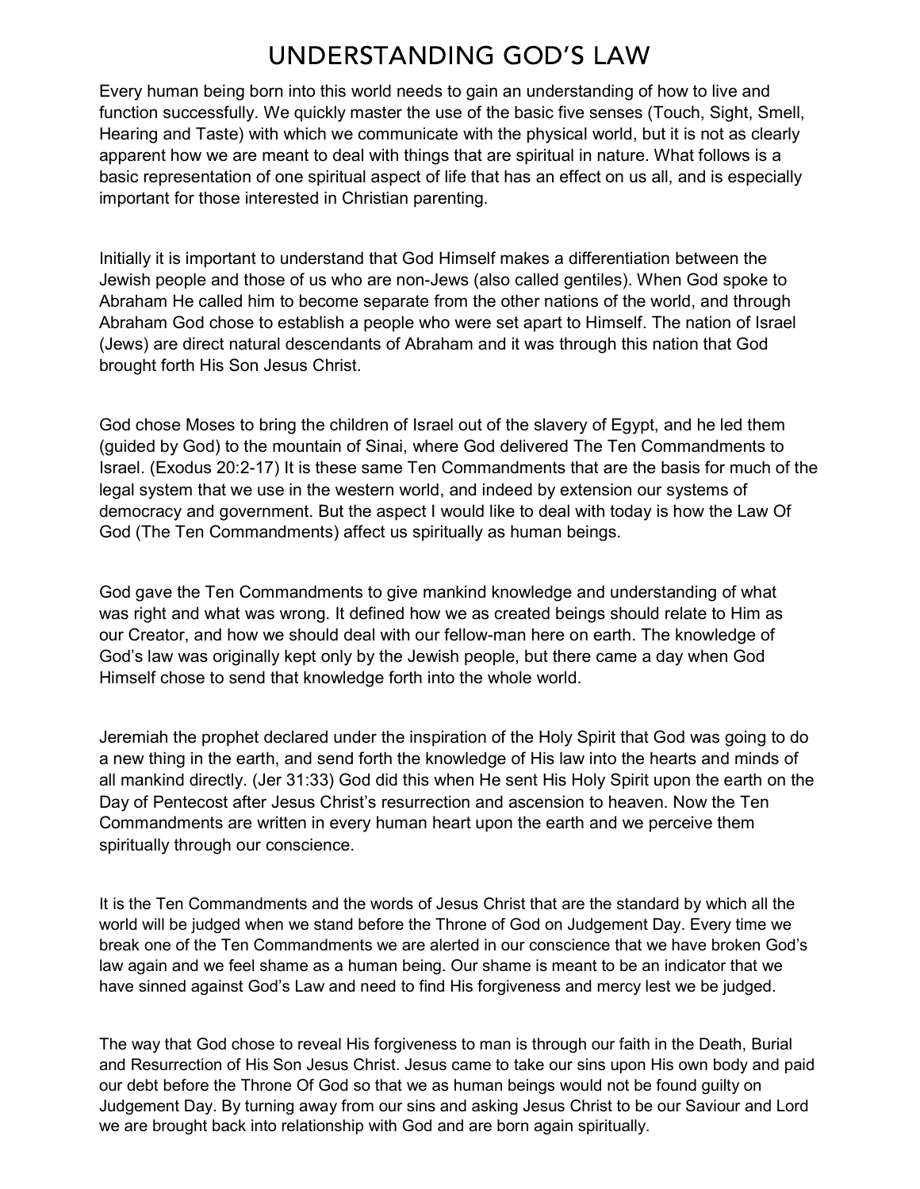# UNDERSTANDING GOD'S LAW

Every human being born into this world needs to gain an understanding of how to live and function successfully. We quickly master the use of the basic five senses (Touch, Sight, Smell, Hearing and Taste) with which we communicate with the physical world, but it is not as clearly apparent how we are meant to deal with things that are spiritual in nature. What follows is a basic representation of one spiritual aspect of life that has an effect on us all, and is especially important for those interested in Christian parenting.

Initially it is important to understand that God Himself makes a differentiation between the Jewish people and those of us who are non-Jews (also called gentiles). When God spoke to Abraham He called him to become separate from the other nations of the world, and through Abraham God chose to establish a people who were set apart to Himself. The nation of Israel (Jews) are direct natural descendants of Abraham and it was through this nation that God brought forth His Son Jesus Christ.

God chose Moses to bring the children of Israel out of the slavery of Egypt, and he led them (guided by God) to the mountain of Sinai, where God delivered The Ten Commandments to Israel. (Exodus 20:2-17) It is these same Ten Commandments that are the basis for much of the legal system that we use in the western world, and indeed by extension our systems of democracy and government. But the aspect I would like to deal with today is how the Law Of God (The Ten Commandments) affect us spiritually as human beings.

God gave the Ten Commandments to give mankind knowledge and understanding of what was right and what was wrong. It defined how we as created beings should relate to Him as our Creator, and how we should deal with our fellow-man here on earth. The knowledge of God's law was originally kept only by the Jewish people, but there came a day when God Himself chose to send that knowledge forth into the whole world.

Jeremiah the prophet declared under the inspiration of the Holy Spirit that God was going to do a new thing in the earth, and send forth the knowledge of His law into the hearts and minds of all mankind directly. (Jer 31:33) God did this when He sent His Holy Spirit upon the earth on the Day of Pentecost after Jesus Christ's resurrection and ascension to heaven. Now the Ten Commandments are written in every human heart upon the earth and we perceive them spiritually through our conscience.

It is the Ten Commandments and the words of Jesus Christ that are the standard by which all the world will be judged when we stand before the Throne of God on Judgement Day. Every time we break one of the Ten Commandments we are alerted in our conscience that we have broken God's law again and we feel shame as a human being. Our shame is meant to be an indicator that we have sinned against God's Law and need to find His forgiveness and mercy lest we be judged.

The way that God chose to reveal His forgiveness to man is through our faith in the Death, Burial and Resurrection of His Son Jesus Christ. Jesus came to take our sins upon His own body and paid our debt before the Throne Of God so that we as human beings would not be found guilty on Judgement Day. By turning away from our sins and asking Jesus Christ to be our Saviour and Lord we are brought back into relationship with God and are born again spiritually.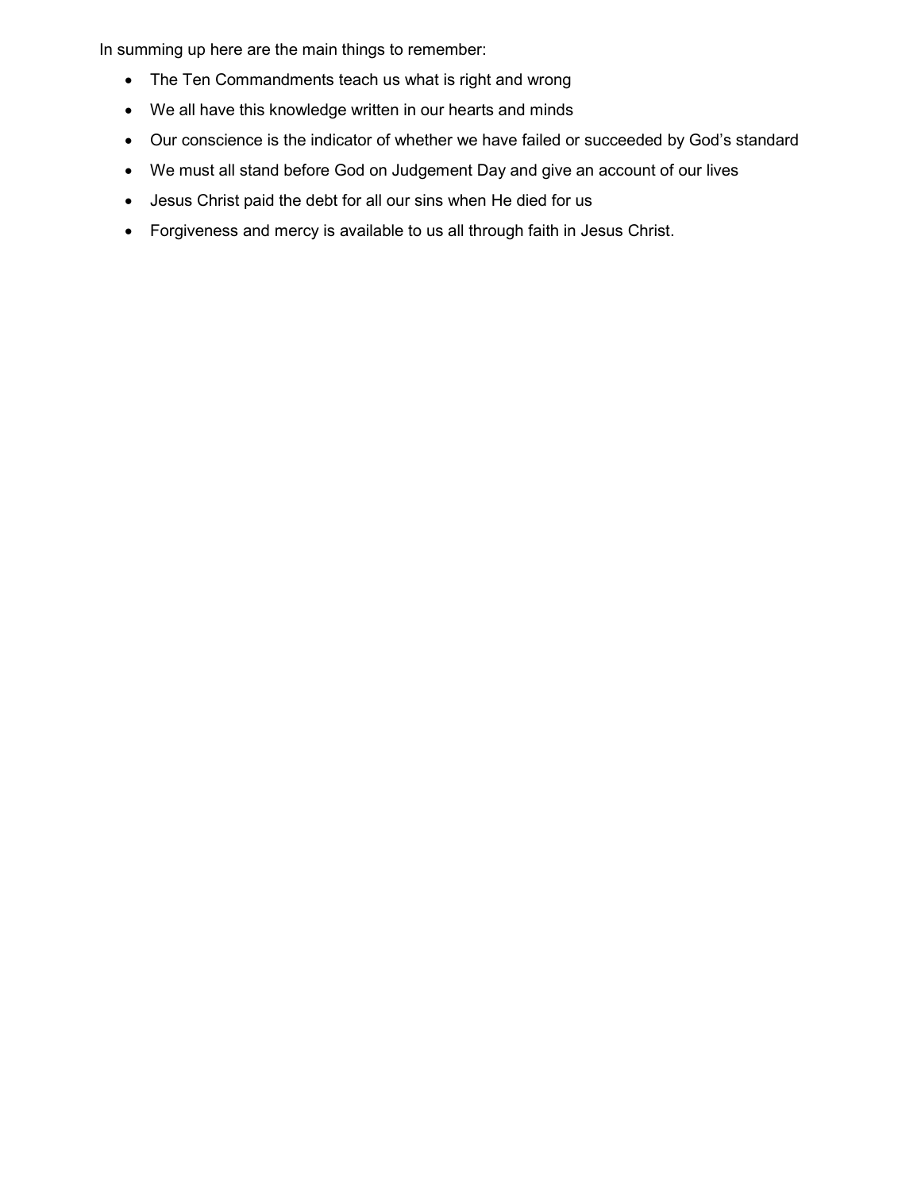In summing up here are the main things to remember:

- The Ten Commandments teach us what is right and wrong
- We all have this knowledge written in our hearts and minds
- Our conscience is the indicator of whether we have failed or succeeded by God's standard
- We must all stand before God on Judgement Day and give an account of our lives
- Jesus Christ paid the debt for all our sins when He died for us
- Forgiveness and mercy is available to us all through faith in Jesus Christ.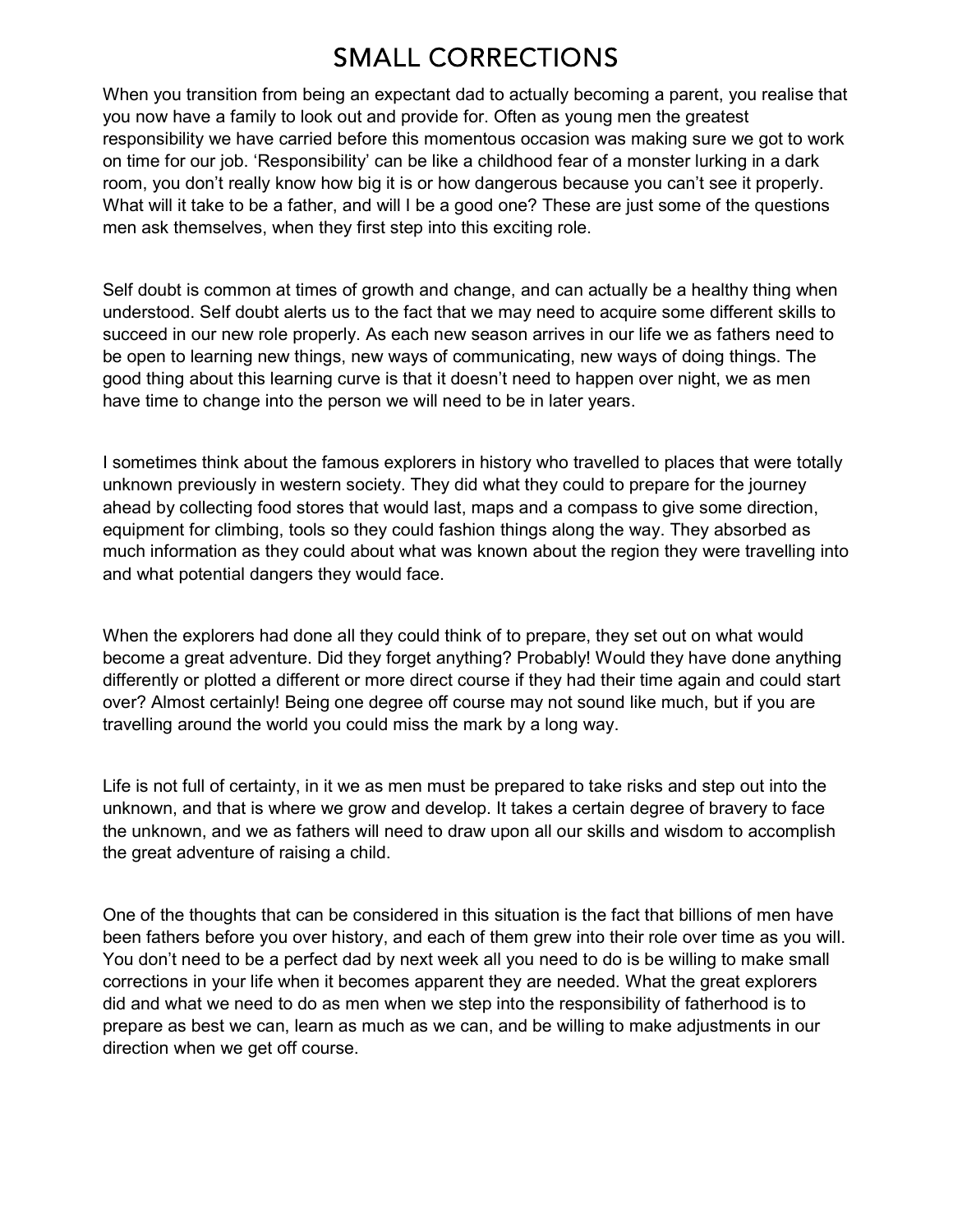# SMALL CORRECTIONS

When you transition from being an expectant dad to actually becoming a parent, you realise that you now have a family to look out and provide for. Often as young men the greatest responsibility we have carried before this momentous occasion was making sure we got to work on time for our job. 'Responsibility' can be like a childhood fear of a monster lurking in a dark room, you don't really know how big it is or how dangerous because you can't see it properly. What will it take to be a father, and will I be a good one? These are just some of the questions men ask themselves, when they first step into this exciting role.

Self doubt is common at times of growth and change, and can actually be a healthy thing when understood. Self doubt alerts us to the fact that we may need to acquire some different skills to succeed in our new role properly. As each new season arrives in our life we as fathers need to be open to learning new things, new ways of communicating, new ways of doing things. The good thing about this learning curve is that it doesn't need to happen over night, we as men have time to change into the person we will need to be in later years.

I sometimes think about the famous explorers in history who travelled to places that were totally unknown previously in western society. They did what they could to prepare for the journey ahead by collecting food stores that would last, maps and a compass to give some direction, equipment for climbing, tools so they could fashion things along the way. They absorbed as much information as they could about what was known about the region they were travelling into and what potential dangers they would face.

When the explorers had done all they could think of to prepare, they set out on what would become a great adventure. Did they forget anything? Probably! Would they have done anything differently or plotted a different or more direct course if they had their time again and could start over? Almost certainly! Being one degree off course may not sound like much, but if you are travelling around the world you could miss the mark by a long way.

Life is not full of certainty, in it we as men must be prepared to take risks and step out into the unknown, and that is where we grow and develop. It takes a certain degree of bravery to face the unknown, and we as fathers will need to draw upon all our skills and wisdom to accomplish the great adventure of raising a child.

One of the thoughts that can be considered in this situation is the fact that billions of men have been fathers before you over history, and each of them grew into their role over time as you will. You don't need to be a perfect dad by next week all you need to do is be willing to make small corrections in your life when it becomes apparent they are needed. What the great explorers did and what we need to do as men when we step into the responsibility of fatherhood is to prepare as best we can, learn as much as we can, and be willing to make adjustments in our direction when we get off course.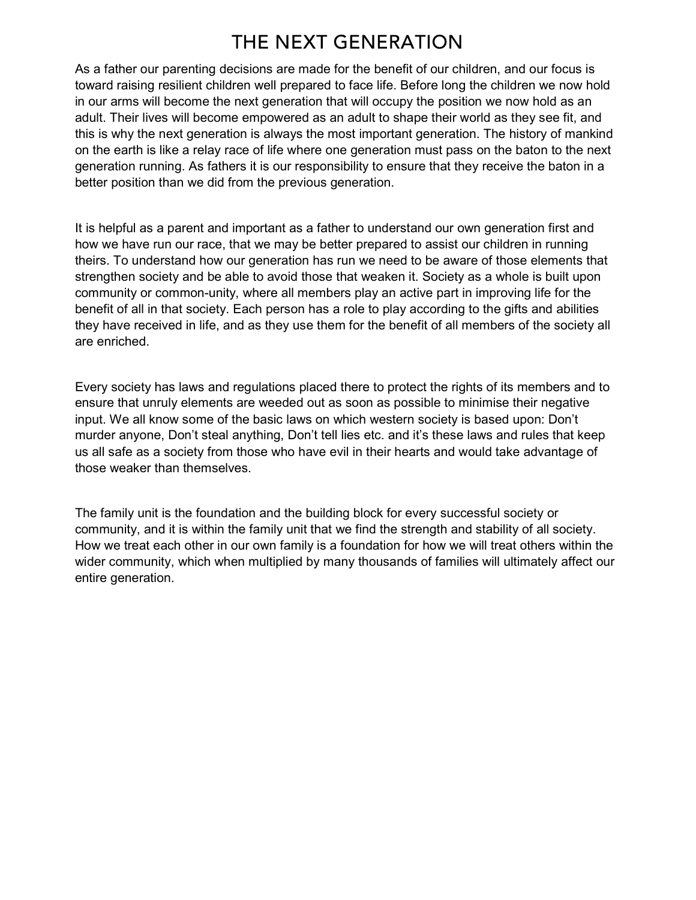# THE NEXT GENERATION

As a father our parenting decisions are made for the benefit of our children, and our focus is toward raising resilient children well prepared to face life. Before long the children we now hold in our arms will become the next generation that will occupy the position we now hold as an adult. Their lives will become empowered as an adult to shape their world as they see fit, and this is why the next generation is always the most important generation. The history of mankind on the earth is like a relay race of life where one generation must pass on the baton to the next generation running. As fathers it is our responsibility to ensure that they receive the baton in a better position than we did from the previous generation.

It is helpful as a parent and important as a father to understand our own generation first and how we have run our race, that we may be better prepared to assist our children in running theirs. To understand how our generation has run we need to be aware of those elements that strengthen society and be able to avoid those that weaken it. Society as a whole is built upon community or common-unity, where all members play an active part in improving life for the benefit of all in that society. Each person has a role to play according to the gifts and abilities they have received in life, and as they use them for the benefit of all members of the society all are enriched.

Every society has laws and regulations placed there to protect the rights of its members and to ensure that unruly elements are weeded out as soon as possible to minimise their negative input. We all know some of the basic laws on which western society is based upon: Don't murder anyone, Don't steal anything, Don't tell lies etc. and it's these laws and rules that keep us all safe as a society from those who have evil in their hearts and would take advantage of those weaker than themselves.

The family unit is the foundation and the building block for every successful society or community, and it is within the family unit that we find the strength and stability of all society. How we treat each other in our own family is a foundation for how we will treat others within the wider community, which when multiplied by many thousands of families will ultimately affect our entire generation.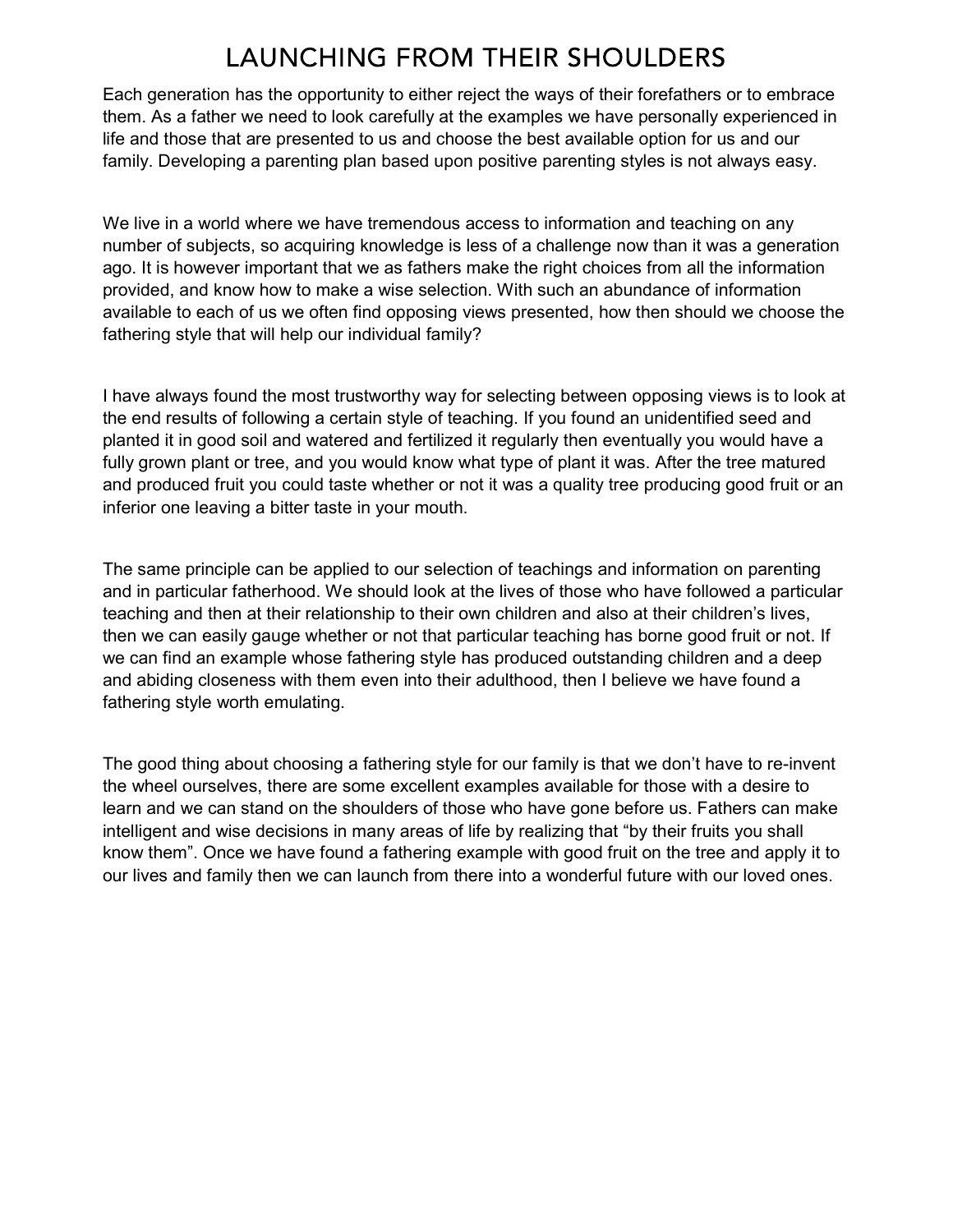# LAUNCHING FROM THEIR SHOULDERS

Each generation has the opportunity to either reject the ways of their forefathers or to embrace them. As a father we need to look carefully at the examples we have personally experienced in life and those that are presented to us and choose the best available option for us and our family. Developing a parenting plan based upon positive parenting styles is not always easy.

We live in a world where we have tremendous access to information and teaching on any number of subjects, so acquiring knowledge is less of a challenge now than it was a generation ago. It is however important that we as fathers make the right choices from all the information provided, and know how to make a wise selection. With such an abundance of information available to each of us we often find opposing views presented, how then should we choose the fathering style that will help our individual family?

I have always found the most trustworthy way for selecting between opposing views is to look at the end results of following a certain style of teaching. If you found an unidentified seed and planted it in good soil and watered and fertilized it regularly then eventually you would have a fully grown plant or tree, and you would know what type of plant it was. After the tree matured and produced fruit you could taste whether or not it was a quality tree producing good fruit or an inferior one leaving a bitter taste in your mouth.

The same principle can be applied to our selection of teachings and information on parenting and in particular fatherhood. We should look at the lives of those who have followed a particular teaching and then at their relationship to their own children and also at their children's lives, then we can easily gauge whether or not that particular teaching has borne good fruit or not. If we can find an example whose fathering style has produced outstanding children and a deep and abiding closeness with them even into their adulthood, then I believe we have found a fathering style worth emulating.

The good thing about choosing a fathering style for our family is that we don't have to re-invent the wheel ourselves, there are some excellent examples available for those with a desire to learn and we can stand on the shoulders of those who have gone before us. Fathers can make intelligent and wise decisions in many areas of life by realizing that "by their fruits you shall know them". Once we have found a fathering example with good fruit on the tree and apply it to our lives and family then we can launch from there into a wonderful future with our loved ones.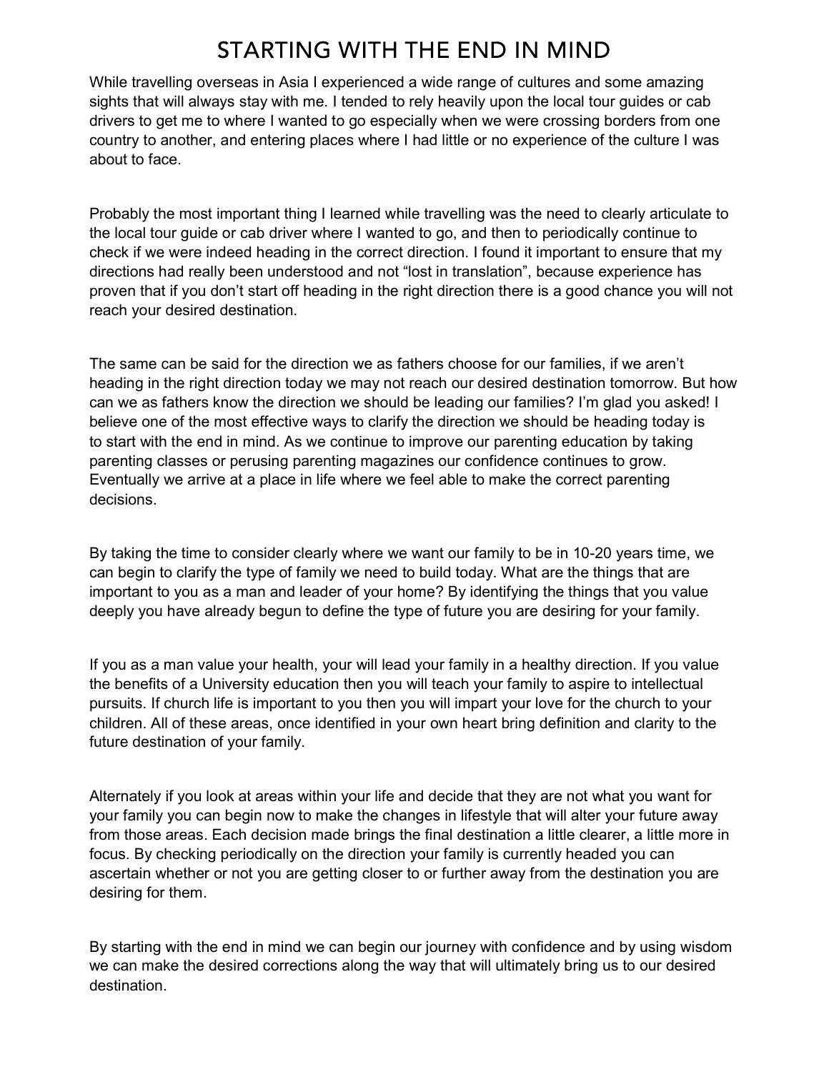# STARTING WITH THE END IN MIND

While travelling overseas in Asia I experienced a wide range of cultures and some amazing sights that will always stay with me. I tended to rely heavily upon the local tour guides or cab drivers to get me to where I wanted to go especially when we were crossing borders from one country to another, and entering places where I had little or no experience of the culture I was about to face.

Probably the most important thing I learned while travelling was the need to clearly articulate to the local tour guide or cab driver where I wanted to go, and then to periodically continue to check if we were indeed heading in the correct direction. I found it important to ensure that my directions had really been understood and not "lost in translation", because experience has proven that if you don't start off heading in the right direction there is a good chance you will not reach your desired destination.

The same can be said for the direction we as fathers choose for our families, if we aren't heading in the right direction today we may not reach our desired destination tomorrow. But how can we as fathers know the direction we should be leading our families? I'm glad you asked! I believe one of the most effective ways to clarify the direction we should be heading today is to start with the end in mind. As we continue to improve our parenting education by taking parenting classes or perusing parenting magazines our confidence continues to grow. Eventually we arrive at a place in life where we feel able to make the correct parenting decisions.

By taking the time to consider clearly where we want our family to be in 10-20 years time, we can begin to clarify the type of family we need to build today. What are the things that are important to you as a man and leader of your home? By identifying the things that you value deeply you have already begun to define the type of future you are desiring for your family.

If you as a man value your health, your will lead your family in a healthy direction. If you value the benefits of a University education then you will teach your family to aspire to intellectual pursuits. If church life is important to you then you will impart your love for the church to your children. All of these areas, once identified in your own heart bring definition and clarity to the future destination of your family.

Alternately if you look at areas within your life and decide that they are not what you want for your family you can begin now to make the changes in lifestyle that will alter your future away from those areas. Each decision made brings the final destination a little clearer, a little more in focus. By checking periodically on the direction your family is currently headed you can ascertain whether or not you are getting closer to or further away from the destination you are desiring for them.

By starting with the end in mind we can begin our journey with confidence and by using wisdom we can make the desired corrections along the way that will ultimately bring us to our desired destination.